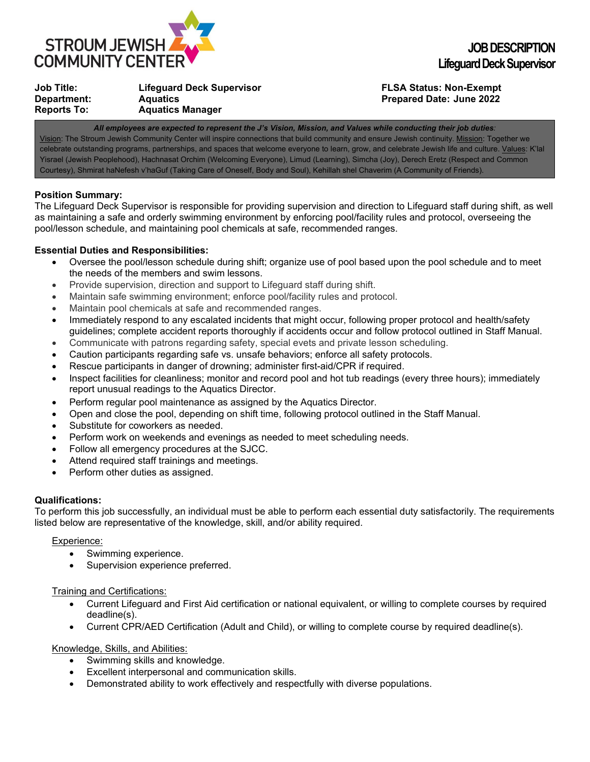**STROUM JEWISH COMMUNITY CENTER**

# JOB DESCRIPTION
## Lifeguard Deck Supervisor

**Job Title:** Lifeguard Deck Supervisor
**Department:** Aquatics
**Reports To:** Aquatics Manager

**FLSA Status: Non-Exempt**
**Prepared Date: June 2022**

***All employees are expected to represent the J's Vision, Mission, and Values while conducting their job duties:***
Vision: The Stroum Jewish Community Center will inspire connections that build community and ensure Jewish continuity. Mission: Together we celebrate outstanding programs, partnerships, and spaces that welcome everyone to learn, grow, and celebrate Jewish life and culture. Values: K'lal Yisrael (Jewish Peoplehood), Hachnasat Orchim (Welcoming Everyone), Limud (Learning), Simcha (Joy), Derech Eretz (Respect and Common Courtesy), Shmirat haNefesh v'haGuf (Taking Care of Oneself, Body and Soul), Kehillah shel Chaverim (A Community of Friends).

**Position Summary:**
The Lifeguard Deck Supervisor is responsible for providing supervision and direction to Lifeguard staff during shift, as well as maintaining a safe and orderly swimming environment by enforcing pool/facility rules and protocol, overseeing the pool/lesson schedule, and maintaining pool chemicals at safe, recommended ranges.

**Essential Duties and Responsibilities:**

- Oversee the pool/lesson schedule during shift; organize use of pool based upon the pool schedule and to meet the needs of the members and swim lessons.
- Provide supervision, direction and support to Lifeguard staff during shift.
- Maintain safe swimming environment; enforce pool/facility rules and protocol.
- Maintain pool chemicals at safe and recommended ranges.
- Immediately respond to any escalated incidents that might occur, following proper protocol and health/safety guidelines; complete accident reports thoroughly if accidents occur and follow protocol outlined in Staff Manual.
- Communicate with patrons regarding safety, special evets and private lesson scheduling.
- Caution participants regarding safe vs. unsafe behaviors; enforce all safety protocols.
- Rescue participants in danger of drowning; administer first-aid/CPR if required.
- Inspect facilities for cleanliness; monitor and record pool and hot tub readings (every three hours); immediately report unusual readings to the Aquatics Director.
- Perform regular pool maintenance as assigned by the Aquatics Director.
- Open and close the pool, depending on shift time, following protocol outlined in the Staff Manual.
- Substitute for coworkers as needed.
- Perform work on weekends and evenings as needed to meet scheduling needs.
- Follow all emergency procedures at the SJCC.
- Attend required staff trainings and meetings.
- Perform other duties as assigned.

**Qualifications:**
To perform this job successfully, an individual must be able to perform each essential duty satisfactorily. The requirements listed below are representative of the knowledge, skill, and/or ability required.

Experience:

- Swimming experience.
- Supervision experience preferred.

Training and Certifications:

- Current Lifeguard and First Aid certification or national equivalent, or willing to complete courses by required deadline(s).
- Current CPR/AED Certification (Adult and Child), or willing to complete course by required deadline(s).

Knowledge, Skills, and Abilities:

- Swimming skills and knowledge.
- Excellent interpersonal and communication skills.
- Demonstrated ability to work effectively and respectfully with diverse populations.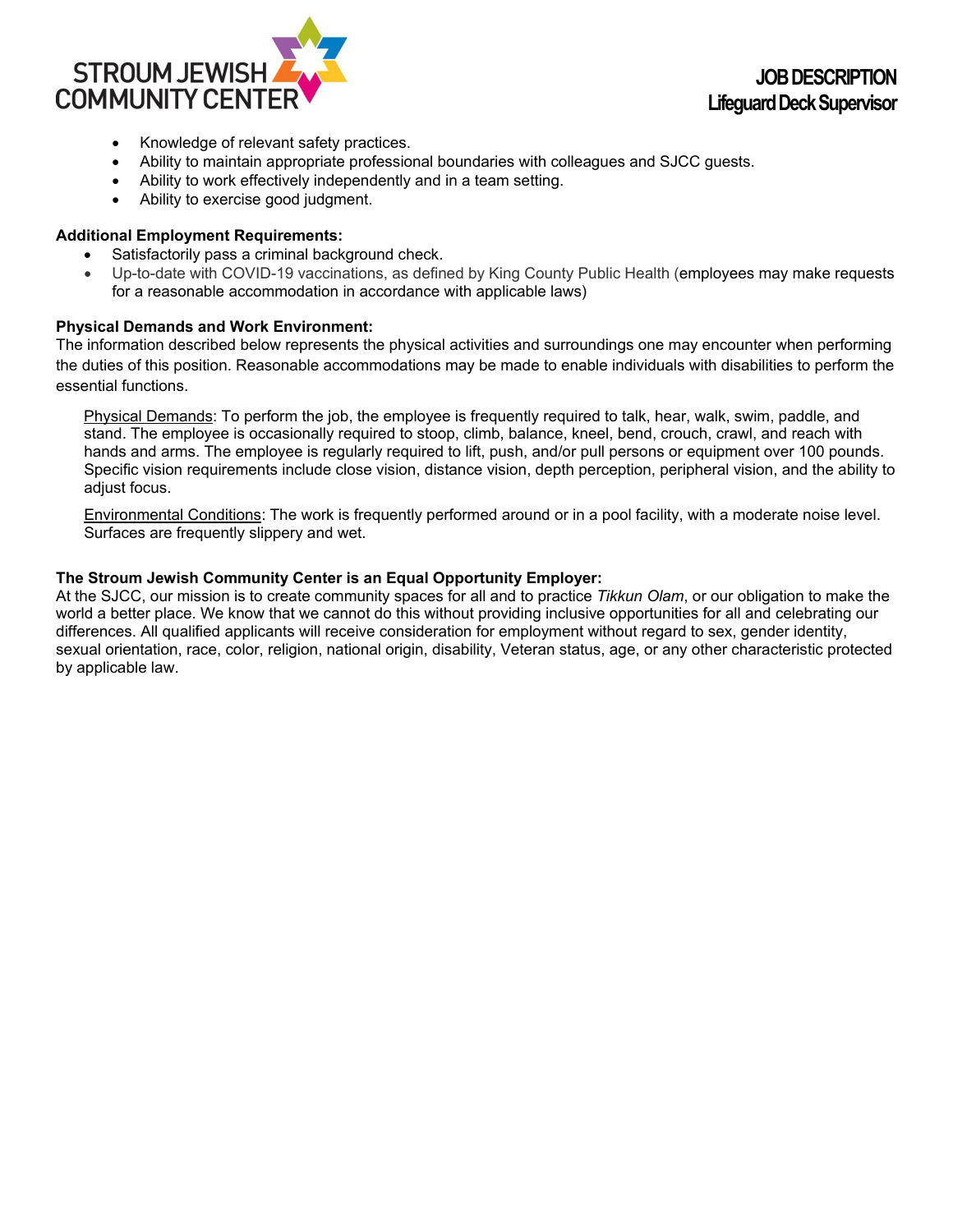- Knowledge of relevant safety practices.
- Ability to maintain appropriate professional boundaries with colleagues and SJCC guests.
- Ability to work effectively independently and in a team setting.
- Ability to exercise good judgment.

**Additional Employment Requirements:**

- Satisfactorily pass a criminal background check.
- Up-to-date with COVID-19 vaccinations, as defined by King County Public Health (employees may make requests for a reasonable accommodation in accordance with applicable laws)

**Physical Demands and Work Environment:**

The information described below represents the physical activities and surroundings one may encounter when performing the duties of this position. Reasonable accommodations may be made to enable individuals with disabilities to perform the essential functions.

Physical Demands: To perform the job, the employee is frequently required to talk, hear, walk, swim, paddle, and stand. The employee is occasionally required to stoop, climb, balance, kneel, bend, crouch, crawl, and reach with hands and arms. The employee is regularly required to lift, push, and/or pull persons or equipment over 100 pounds. Specific vision requirements include close vision, distance vision, depth perception, peripheral vision, and the ability to adjust focus.

Environmental Conditions: The work is frequently performed around or in a pool facility, with a moderate noise level. Surfaces are frequently slippery and wet.

**The Stroum Jewish Community Center is an Equal Opportunity Employer:**

At the SJCC, our mission is to create community spaces for all and to practice *Tikkun Olam*, or our obligation to make the world a better place. We know that we cannot do this without providing inclusive opportunities for all and celebrating our differences. All qualified applicants will receive consideration for employment without regard to sex, gender identity, sexual orientation, race, color, religion, national origin, disability, Veteran status, age, or any other characteristic protected by applicable law.